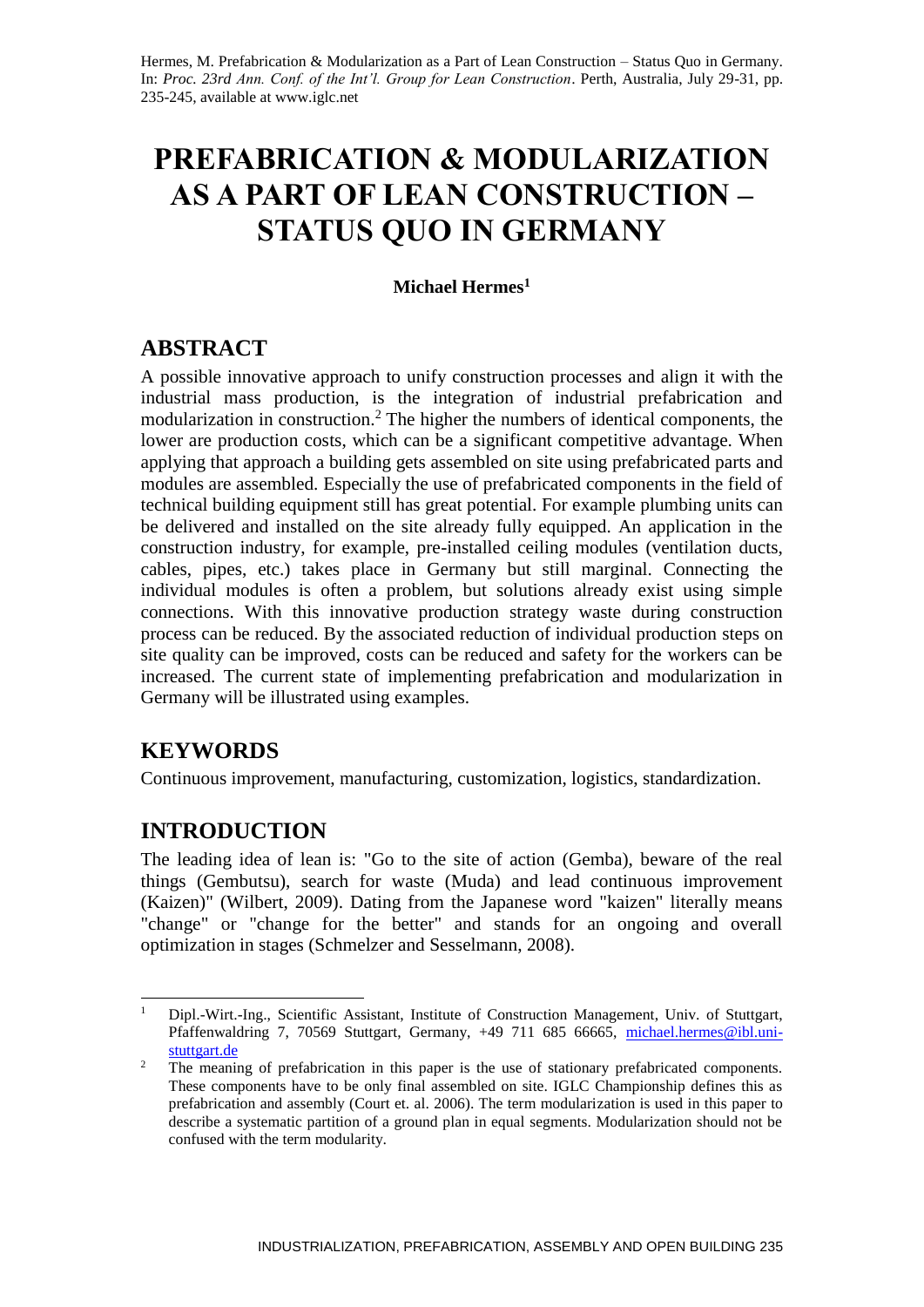Hermes, M. Prefabrication & Modularization as a Part of Lean Construction – Status Quo in Germany. In: *Proc. 23rd Ann. Conf. of the Int'l. Group for Lean Construction*. Perth, Australia, July 29-31, pp. 235-245, available at www.iglc.net

# PREFABRICATION & MODULARIZATION AS A PART OF LEAN CONSTRUCTION – STATUS QUO IN GERMANY

**Michael Hermes[1]**

## ABSTRACT

A possible innovative approach to unify construction processes and align it with the industrial mass production, is the integration of industrial prefabrication and modularization in construction.[2] The higher the numbers of identical components, the lower are production costs, which can be a significant competitive advantage. When applying that approach a building gets assembled on site using prefabricated parts and modules are assembled. Especially the use of prefabricated components in the field of technical building equipment still has great potential. For example plumbing units can be delivered and installed on the site already fully equipped. An application in the construction industry, for example, pre-installed ceiling modules (ventilation ducts, cables, pipes, etc.) takes place in Germany but still marginal. Connecting the individual modules is often a problem, but solutions already exist using simple connections. With this innovative production strategy waste during construction process can be reduced. By the associated reduction of individual production steps on site quality can be improved, costs can be reduced and safety for the workers can be increased. The current state of implementing prefabrication and modularization in Germany will be illustrated using examples.

## KEYWORDS

Continuous improvement, manufacturing, customization, logistics, standardization.

## INTRODUCTION

The leading idea of lean is: "Go to the site of action (Gemba), beware of the real things (Gembutsu), search for waste (Muda) and lead continuous improvement (Kaizen)" (Wilbert, 2009). Dating from the Japanese word "kaizen" literally means "change" or "change for the better" and stands for an ongoing and overall optimization in stages (Schmelzer and Sesselmann, 2008).

---

[1] Dipl.-Wirt.-Ing., Scientific Assistant, Institute of Construction Management, Univ. of Stuttgart, Pfaffenwaldring 7, 70569 Stuttgart, Germany, +49 711 685 66665, michael.hermes@ibl.uni-stuttgart.de

[2] The meaning of prefabrication in this paper is the use of stationary prefabricated components. These components have to be only final assembled on site. IGLC Championship defines this as prefabrication and assembly (Court et. al. 2006). The term modularization is used in this paper to describe a systematic partition of a ground plan in equal segments. Modularization should not be confused with the term modularity.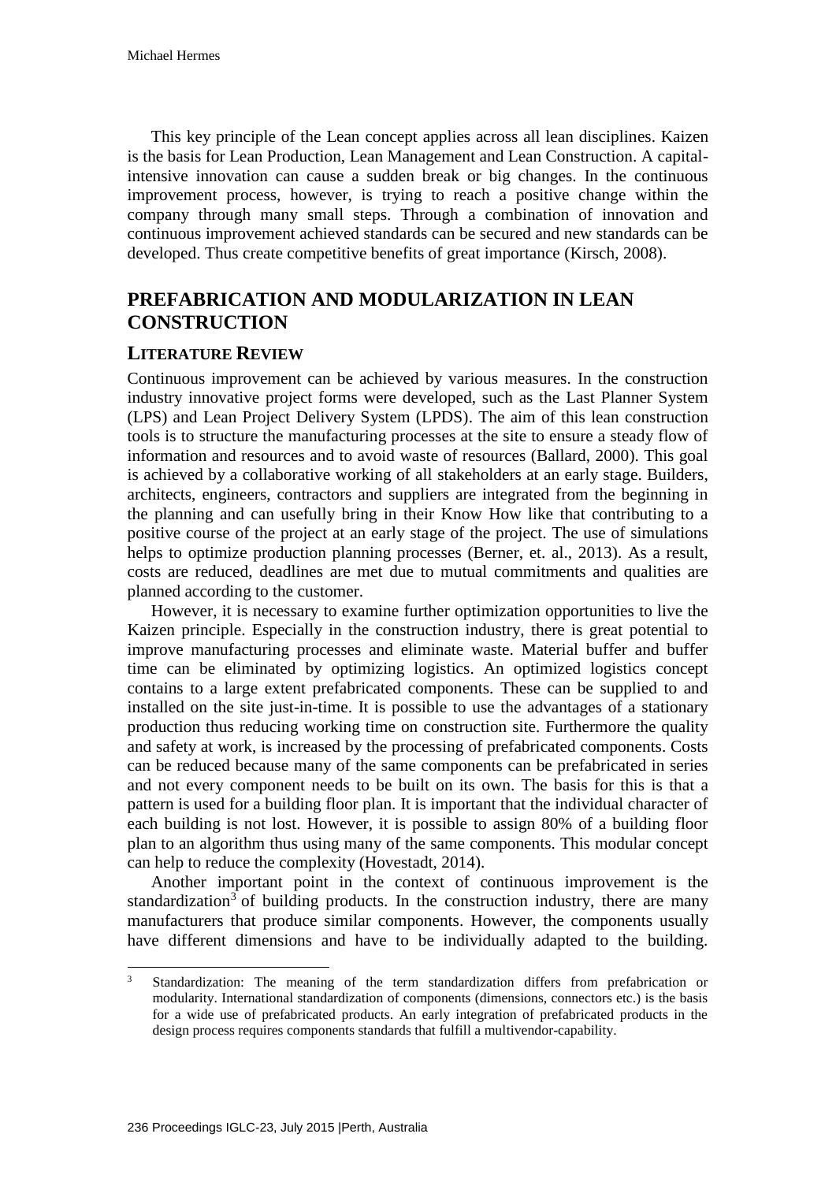This key principle of the Lean concept applies across all lean disciplines. Kaizen is the basis for Lean Production, Lean Management and Lean Construction. A capital-intensive innovation can cause a sudden break or big changes. In the continuous improvement process, however, is trying to reach a positive change within the company through many small steps. Through a combination of innovation and continuous improvement achieved standards can be secured and new standards can be developed. Thus create competitive benefits of great importance (Kirsch, 2008).

## PREFABRICATION AND MODULARIZATION IN LEAN CONSTRUCTION

### LITERATURE REVIEW

Continuous improvement can be achieved by various measures. In the construction industry innovative project forms were developed, such as the Last Planner System (LPS) and Lean Project Delivery System (LPDS). The aim of this lean construction tools is to structure the manufacturing processes at the site to ensure a steady flow of information and resources and to avoid waste of resources (Ballard, 2000). This goal is achieved by a collaborative working of all stakeholders at an early stage. Builders, architects, engineers, contractors and suppliers are integrated from the beginning in the planning and can usefully bring in their Know How like that contributing to a positive course of the project at an early stage of the project. The use of simulations helps to optimize production planning processes (Berner, et. al., 2013). As a result, costs are reduced, deadlines are met due to mutual commitments and qualities are planned according to the customer.

However, it is necessary to examine further optimization opportunities to live the Kaizen principle. Especially in the construction industry, there is great potential to improve manufacturing processes and eliminate waste. Material buffer and buffer time can be eliminated by optimizing logistics. An optimized logistics concept contains to a large extent prefabricated components. These can be supplied to and installed on the site just-in-time. It is possible to use the advantages of a stationary production thus reducing working time on construction site. Furthermore the quality and safety at work, is increased by the processing of prefabricated components. Costs can be reduced because many of the same components can be prefabricated in series and not every component needs to be built on its own. The basis for this is that a pattern is used for a building floor plan. It is important that the individual character of each building is not lost. However, it is possible to assign 80% of a building floor plan to an algorithm thus using many of the same components. This modular concept can help to reduce the complexity (Hovestadt, 2014).

Another important point in the context of continuous improvement is the standardization[3] of building products. In the construction industry, there are many manufacturers that produce similar components. However, the components usually have different dimensions and have to be individually adapted to the building.

[3] Standardization: The meaning of the term standardization differs from prefabrication or modularity. International standardization of components (dimensions, connectors etc.) is the basis for a wide use of prefabricated products. An early integration of prefabricated products in the design process requires components standards that fulfill a multivendor-capability.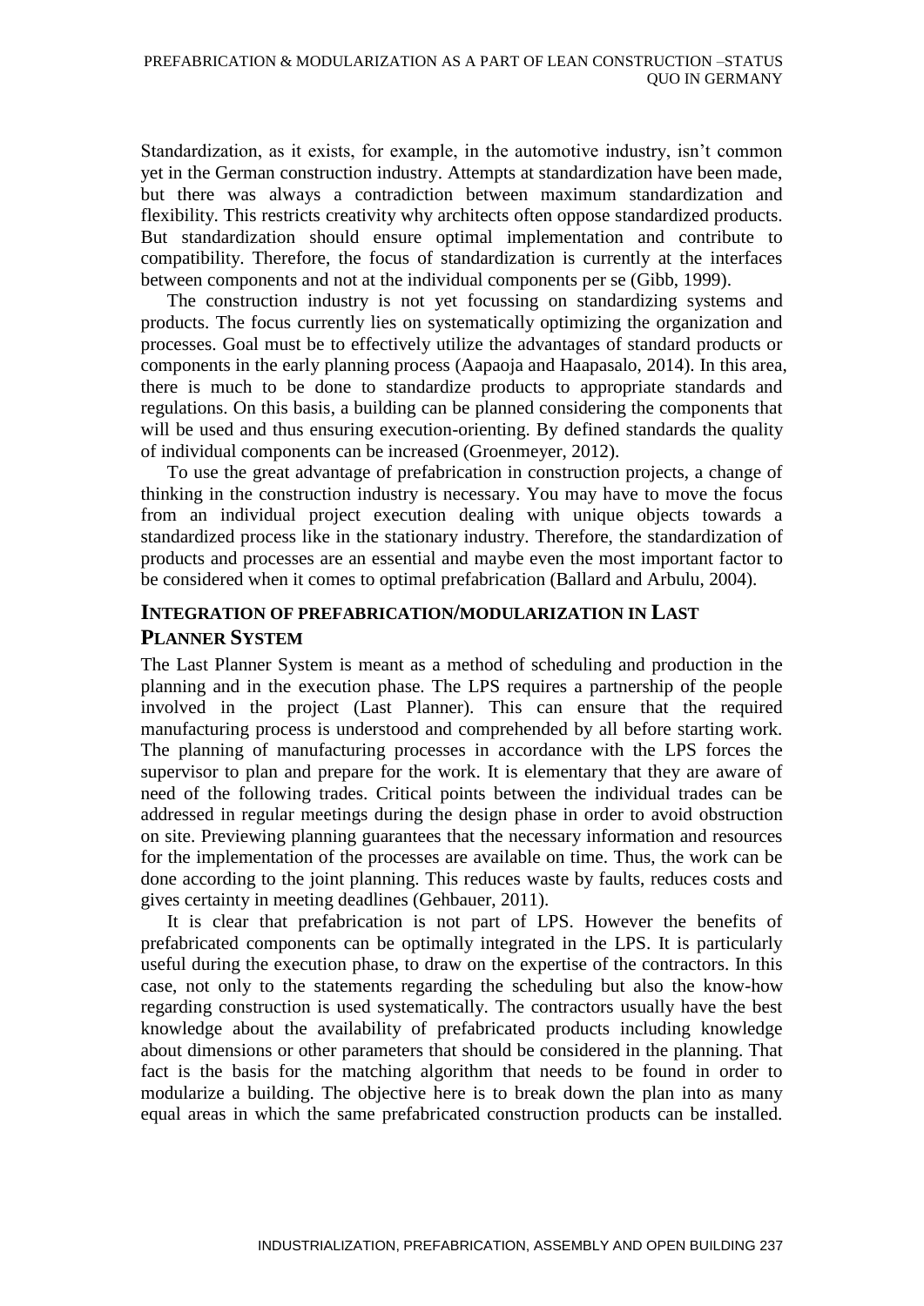Standardization, as it exists, for example, in the automotive industry, isn't common yet in the German construction industry. Attempts at standardization have been made, but there was always a contradiction between maximum standardization and flexibility. This restricts creativity why architects often oppose standardized products. But standardization should ensure optimal implementation and contribute to compatibility. Therefore, the focus of standardization is currently at the interfaces between components and not at the individual components per se (Gibb, 1999).

The construction industry is not yet focussing on standardizing systems and products. The focus currently lies on systematically optimizing the organization and processes. Goal must be to effectively utilize the advantages of standard products or components in the early planning process (Aapaoja and Haapasalo, 2014). In this area, there is much to be done to standardize products to appropriate standards and regulations. On this basis, a building can be planned considering the components that will be used and thus ensuring execution-orienting. By defined standards the quality of individual components can be increased (Groenmeyer, 2012).

To use the great advantage of prefabrication in construction projects, a change of thinking in the construction industry is necessary. You may have to move the focus from an individual project execution dealing with unique objects towards a standardized process like in the stationary industry. Therefore, the standardization of products and processes are an essential and maybe even the most important factor to be considered when it comes to optimal prefabrication (Ballard and Arbulu, 2004).

## INTEGRATION OF PREFABRICATION/MODULARIZATION IN LAST PLANNER SYSTEM

The Last Planner System is meant as a method of scheduling and production in the planning and in the execution phase. The LPS requires a partnership of the people involved in the project (Last Planner). This can ensure that the required manufacturing process is understood and comprehended by all before starting work. The planning of manufacturing processes in accordance with the LPS forces the supervisor to plan and prepare for the work. It is elementary that they are aware of need of the following trades. Critical points between the individual trades can be addressed in regular meetings during the design phase in order to avoid obstruction on site. Previewing planning guarantees that the necessary information and resources for the implementation of the processes are available on time. Thus, the work can be done according to the joint planning. This reduces waste by faults, reduces costs and gives certainty in meeting deadlines (Gehbauer, 2011).

It is clear that prefabrication is not part of LPS. However the benefits of prefabricated components can be optimally integrated in the LPS. It is particularly useful during the execution phase, to draw on the expertise of the contractors. In this case, not only to the statements regarding the scheduling but also the know-how regarding construction is used systematically. The contractors usually have the best knowledge about the availability of prefabricated products including knowledge about dimensions or other parameters that should be considered in the planning. That fact is the basis for the matching algorithm that needs to be found in order to modularize a building. The objective here is to break down the plan into as many equal areas in which the same prefabricated construction products can be installed.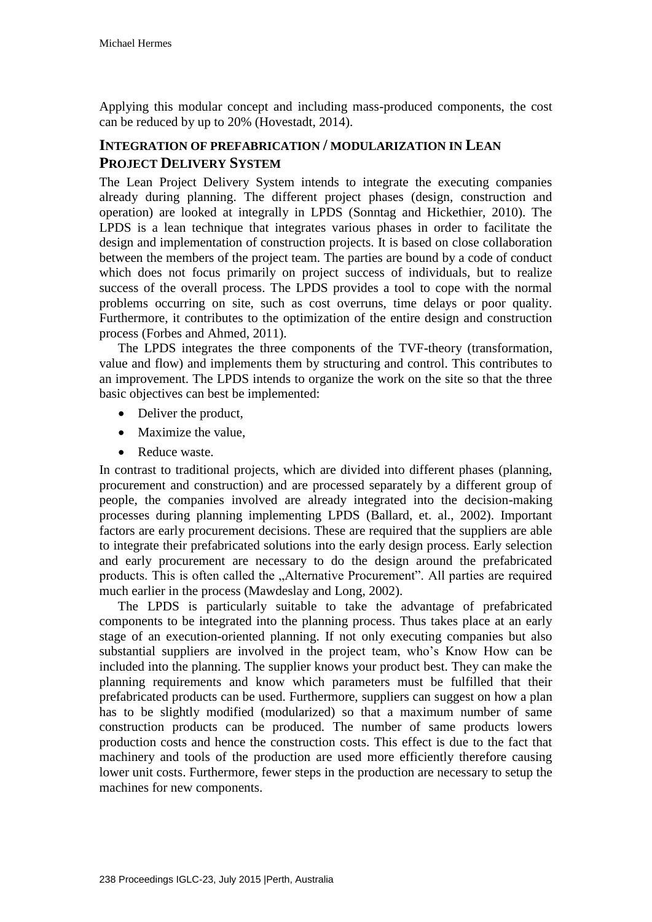Applying this modular concept and including mass-produced components, the cost can be reduced by up to 20% (Hovestadt, 2014).

## INTEGRATION OF PREFABRICATION / MODULARIZATION IN LEAN PROJECT DELIVERY SYSTEM

The Lean Project Delivery System intends to integrate the executing companies already during planning. The different project phases (design, construction and operation) are looked at integrally in LPDS (Sonntag and Hickethier, 2010). The LPDS is a lean technique that integrates various phases in order to facilitate the design and implementation of construction projects. It is based on close collaboration between the members of the project team. The parties are bound by a code of conduct which does not focus primarily on project success of individuals, but to realize success of the overall process. The LPDS provides a tool to cope with the normal problems occurring on site, such as cost overruns, time delays or poor quality. Furthermore, it contributes to the optimization of the entire design and construction process (Forbes and Ahmed, 2011).

The LPDS integrates the three components of the TVF-theory (transformation, value and flow) and implements them by structuring and control. This contributes to an improvement. The LPDS intends to organize the work on the site so that the three basic objectives can best be implemented:

- Deliver the product,
- Maximize the value,
- Reduce waste.

In contrast to traditional projects, which are divided into different phases (planning, procurement and construction) and are processed separately by a different group of people, the companies involved are already integrated into the decision-making processes during planning implementing LPDS (Ballard, et. al., 2002). Important factors are early procurement decisions. These are required that the suppliers are able to integrate their prefabricated solutions into the early design process. Early selection and early procurement are necessary to do the design around the prefabricated products. This is often called the „Alternative Procurement". All parties are required much earlier in the process (Mawdeslay and Long, 2002).

The LPDS is particularly suitable to take the advantage of prefabricated components to be integrated into the planning process. Thus takes place at an early stage of an execution-oriented planning. If not only executing companies but also substantial suppliers are involved in the project team, who's Know How can be included into the planning. The supplier knows your product best. They can make the planning requirements and know which parameters must be fulfilled that their prefabricated products can be used. Furthermore, suppliers can suggest on how a plan has to be slightly modified (modularized) so that a maximum number of same construction products can be produced. The number of same products lowers production costs and hence the construction costs. This effect is due to the fact that machinery and tools of the production are used more efficiently therefore causing lower unit costs. Furthermore, fewer steps in the production are necessary to setup the machines for new components.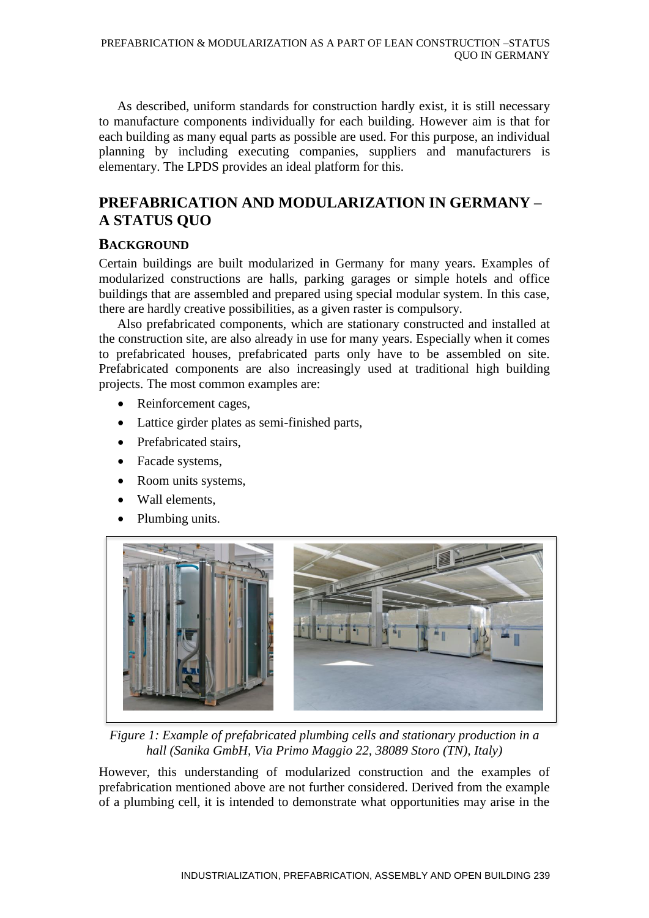As described, uniform standards for construction hardly exist, it is still necessary to manufacture components individually for each building. However aim is that for each building as many equal parts as possible are used. For this purpose, an individual planning by including executing companies, suppliers and manufacturers is elementary. The LPDS provides an ideal platform for this.

## PREFABRICATION AND MODULARIZATION IN GERMANY – A STATUS QUO

### BACKGROUND

Certain buildings are built modularized in Germany for many years. Examples of modularized constructions are halls, parking garages or simple hotels and office buildings that are assembled and prepared using special modular system. In this case, there are hardly creative possibilities, as a given raster is compulsory.

Also prefabricated components, which are stationary constructed and installed at the construction site, are also already in use for many years. Especially when it comes to prefabricated houses, prefabricated parts only have to be assembled on site. Prefabricated components are also increasingly used at traditional high building projects. The most common examples are:

- Reinforcement cages,
- Lattice girder plates as semi-finished parts,
- Prefabricated stairs,
- Facade systems,
- Room units systems,
- Wall elements,
- Plumbing units.

*Figure 1: Example of prefabricated plumbing cells and stationary production in a hall (Sanika GmbH, Via Primo Maggio 22, 38089 Storo (TN), Italy)*

However, this understanding of modularized construction and the examples of prefabrication mentioned above are not further considered. Derived from the example of a plumbing cell, it is intended to demonstrate what opportunities may arise in the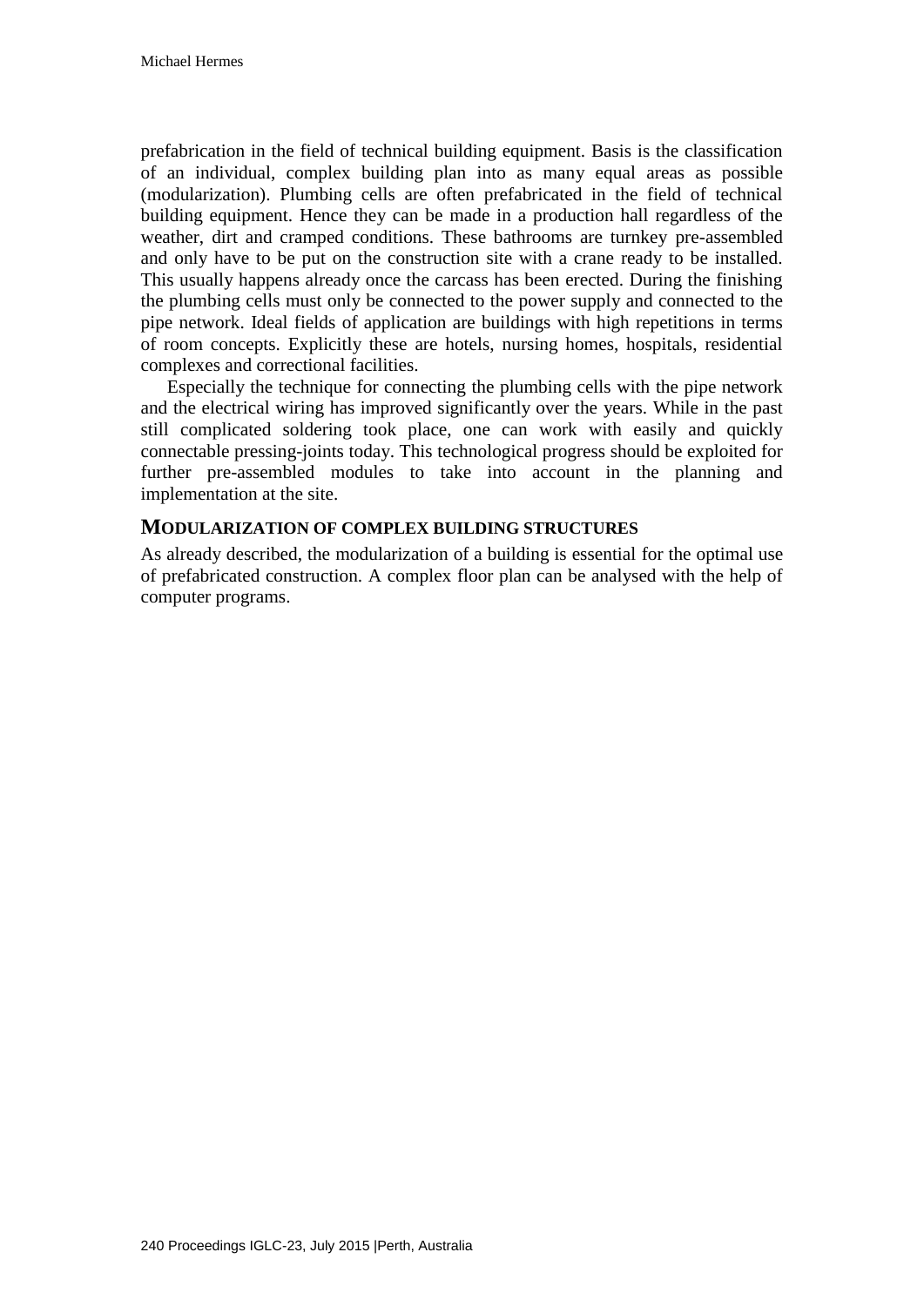prefabrication in the field of technical building equipment. Basis is the classification of an individual, complex building plan into as many equal areas as possible (modularization). Plumbing cells are often prefabricated in the field of technical building equipment. Hence they can be made in a production hall regardless of the weather, dirt and cramped conditions. These bathrooms are turnkey pre-assembled and only have to be put on the construction site with a crane ready to be installed. This usually happens already once the carcass has been erected. During the finishing the plumbing cells must only be connected to the power supply and connected to the pipe network. Ideal fields of application are buildings with high repetitions in terms of room concepts. Explicitly these are hotels, nursing homes, hospitals, residential complexes and correctional facilities.

Especially the technique for connecting the plumbing cells with the pipe network and the electrical wiring has improved significantly over the years. While in the past still complicated soldering took place, one can work with easily and quickly connectable pressing-joints today. This technological progress should be exploited for further pre-assembled modules to take into account in the planning and implementation at the site.

## MODULARIZATION OF COMPLEX BUILDING STRUCTURES

As already described, the modularization of a building is essential for the optimal use of prefabricated construction. A complex floor plan can be analysed with the help of computer programs.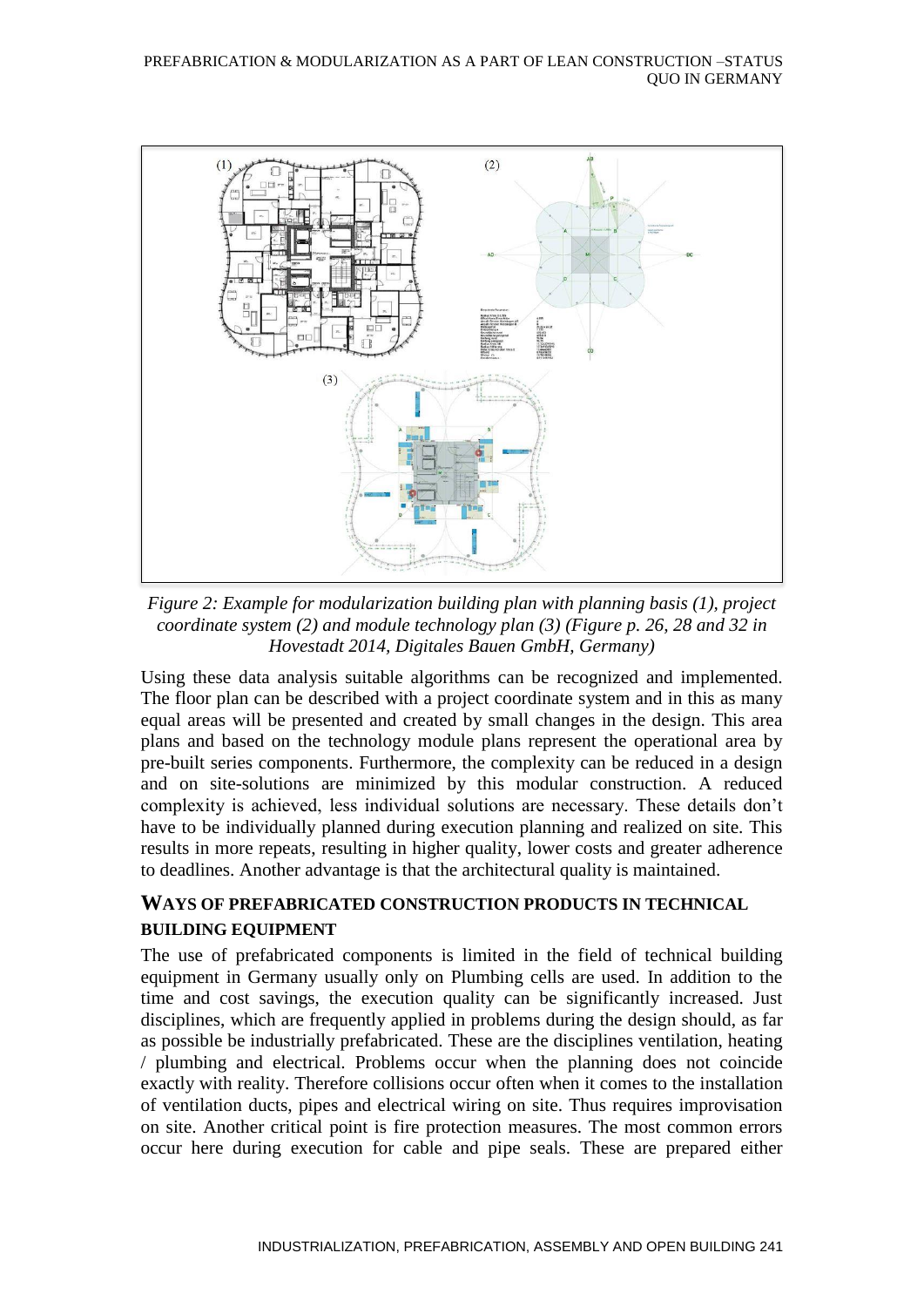*Figure 2: Example for modularization building plan with planning basis (1), project coordinate system (2) and module technology plan (3) (Figure p. 26, 28 and 32 in Hovestadt 2014, Digitales Bauen GmbH, Germany)*

Using these data analysis suitable algorithms can be recognized and implemented. The floor plan can be described with a project coordinate system and in this as many equal areas will be presented and created by small changes in the design. This area plans and based on the technology module plans represent the operational area by pre-built series components. Furthermore, the complexity can be reduced in a design and on site-solutions are minimized by this modular construction. A reduced complexity is achieved, less individual solutions are necessary. These details don't have to be individually planned during execution planning and realized on site. This results in more repeats, resulting in higher quality, lower costs and greater adherence to deadlines. Another advantage is that the architectural quality is maintained.

## WAYS OF PREFABRICATED CONSTRUCTION PRODUCTS IN TECHNICAL BUILDING EQUIPMENT

The use of prefabricated components is limited in the field of technical building equipment in Germany usually only on Plumbing cells are used. In addition to the time and cost savings, the execution quality can be significantly increased. Just disciplines, which are frequently applied in problems during the design should, as far as possible be industrially prefabricated. These are the disciplines ventilation, heating / plumbing and electrical. Problems occur when the planning does not coincide exactly with reality. Therefore collisions occur often when it comes to the installation of ventilation ducts, pipes and electrical wiring on site. Thus requires improvisation on site. Another critical point is fire protection measures. The most common errors occur here during execution for cable and pipe seals. These are prepared either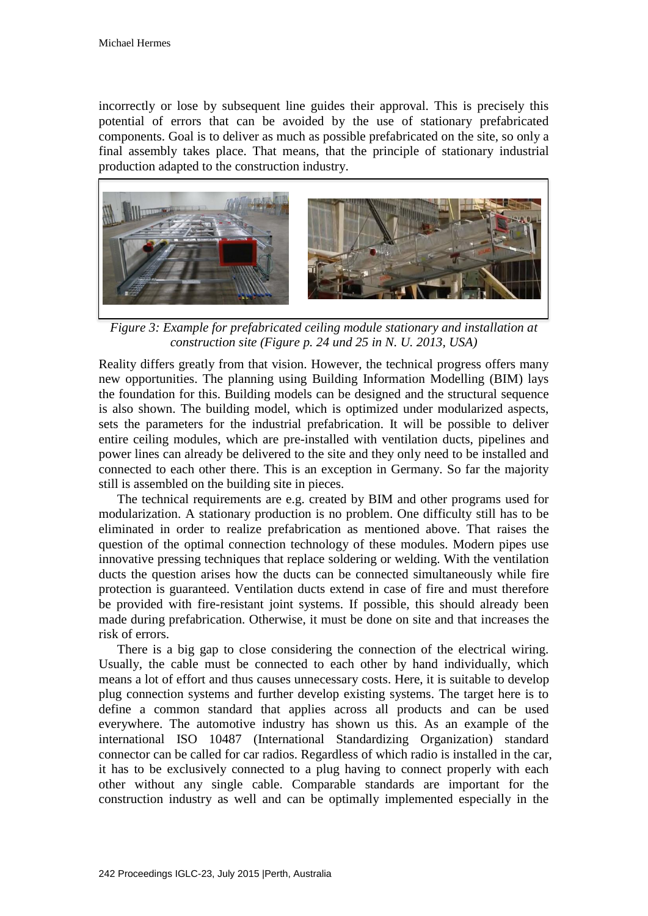incorrectly or lose by subsequent line guides their approval. This is precisely this potential of errors that can be avoided by the use of stationary prefabricated components. Goal is to deliver as much as possible prefabricated on the site, so only a final assembly takes place. That means, that the principle of stationary industrial production adapted to the construction industry.

*Figure 3: Example for prefabricated ceiling module stationary and installation at construction site (Figure p. 24 und 25 in N. U. 2013, USA)*

Reality differs greatly from that vision. However, the technical progress offers many new opportunities. The planning using Building Information Modelling (BIM) lays the foundation for this. Building models can be designed and the structural sequence is also shown. The building model, which is optimized under modularized aspects, sets the parameters for the industrial prefabrication. It will be possible to deliver entire ceiling modules, which are pre-installed with ventilation ducts, pipelines and power lines can already be delivered to the site and they only need to be installed and connected to each other there. This is an exception in Germany. So far the majority still is assembled on the building site in pieces.

The technical requirements are e.g. created by BIM and other programs used for modularization. A stationary production is no problem. One difficulty still has to be eliminated in order to realize prefabrication as mentioned above. That raises the question of the optimal connection technology of these modules. Modern pipes use innovative pressing techniques that replace soldering or welding. With the ventilation ducts the question arises how the ducts can be connected simultaneously while fire protection is guaranteed. Ventilation ducts extend in case of fire and must therefore be provided with fire-resistant joint systems. If possible, this should already been made during prefabrication. Otherwise, it must be done on site and that increases the risk of errors.

There is a big gap to close considering the connection of the electrical wiring. Usually, the cable must be connected to each other by hand individually, which means a lot of effort and thus causes unnecessary costs. Here, it is suitable to develop plug connection systems and further develop existing systems. The target here is to define a common standard that applies across all products and can be used everywhere. The automotive industry has shown us this. As an example of the international ISO 10487 (International Standardizing Organization) standard connector can be called for car radios. Regardless of which radio is installed in the car, it has to be exclusively connected to a plug having to connect properly with each other without any single cable. Comparable standards are important for the construction industry as well and can be optimally implemented especially in the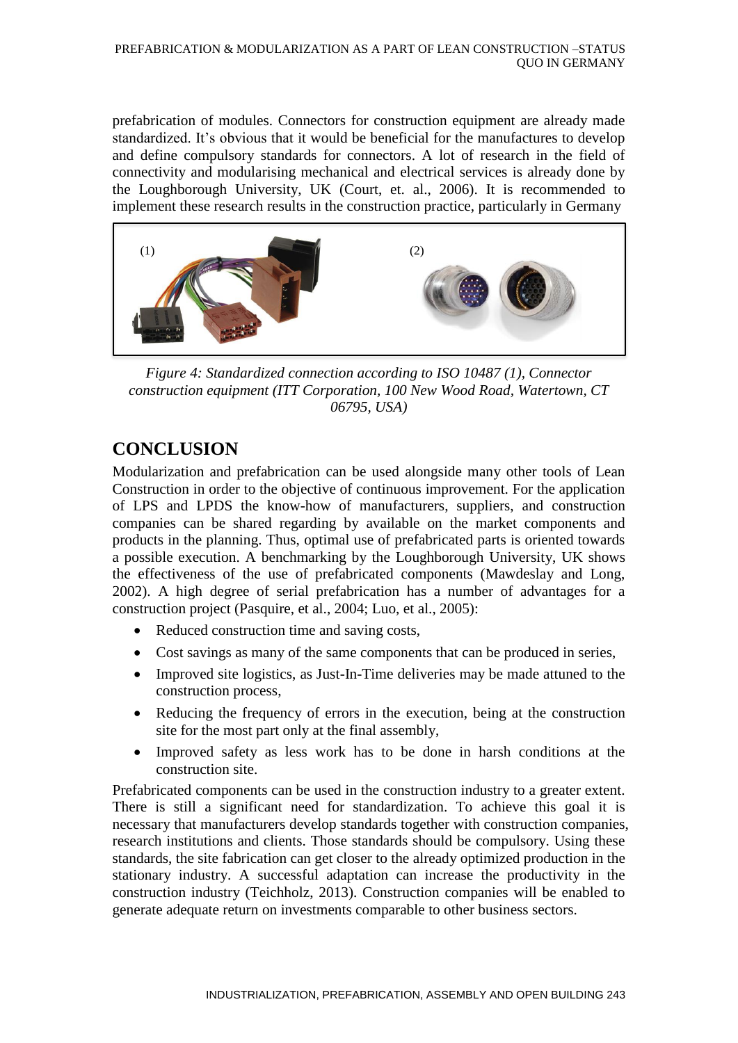prefabrication of modules. Connectors for construction equipment are already made standardized. It's obvious that it would be beneficial for the manufactures to develop and define compulsory standards for connectors. A lot of research in the field of connectivity and modularising mechanical and electrical services is already done by the Loughborough University, UK (Court, et. al., 2006). It is recommended to implement these research results in the construction practice, particularly in Germany

*Figure 4: Standardized connection according to ISO 10487 (1), Connector construction equipment (ITT Corporation, 100 New Wood Road, Watertown, CT 06795, USA)*

## CONCLUSION

Modularization and prefabrication can be used alongside many other tools of Lean Construction in order to the objective of continuous improvement. For the application of LPS and LPDS the know-how of manufacturers, suppliers, and construction companies can be shared regarding by available on the market components and products in the planning. Thus, optimal use of prefabricated parts is oriented towards a possible execution. A benchmarking by the Loughborough University, UK shows the effectiveness of the use of prefabricated components (Mawdeslay and Long, 2002). A high degree of serial prefabrication has a number of advantages for a construction project (Pasquire, et al., 2004; Luo, et al., 2005):

- Reduced construction time and saving costs,
- Cost savings as many of the same components that can be produced in series,
- Improved site logistics, as Just-In-Time deliveries may be made attuned to the construction process,
- Reducing the frequency of errors in the execution, being at the construction site for the most part only at the final assembly,
- Improved safety as less work has to be done in harsh conditions at the construction site.

Prefabricated components can be used in the construction industry to a greater extent. There is still a significant need for standardization. To achieve this goal it is necessary that manufacturers develop standards together with construction companies, research institutions and clients. Those standards should be compulsory. Using these standards, the site fabrication can get closer to the already optimized production in the stationary industry. A successful adaptation can increase the productivity in the construction industry (Teichholz, 2013). Construction companies will be enabled to generate adequate return on investments comparable to other business sectors.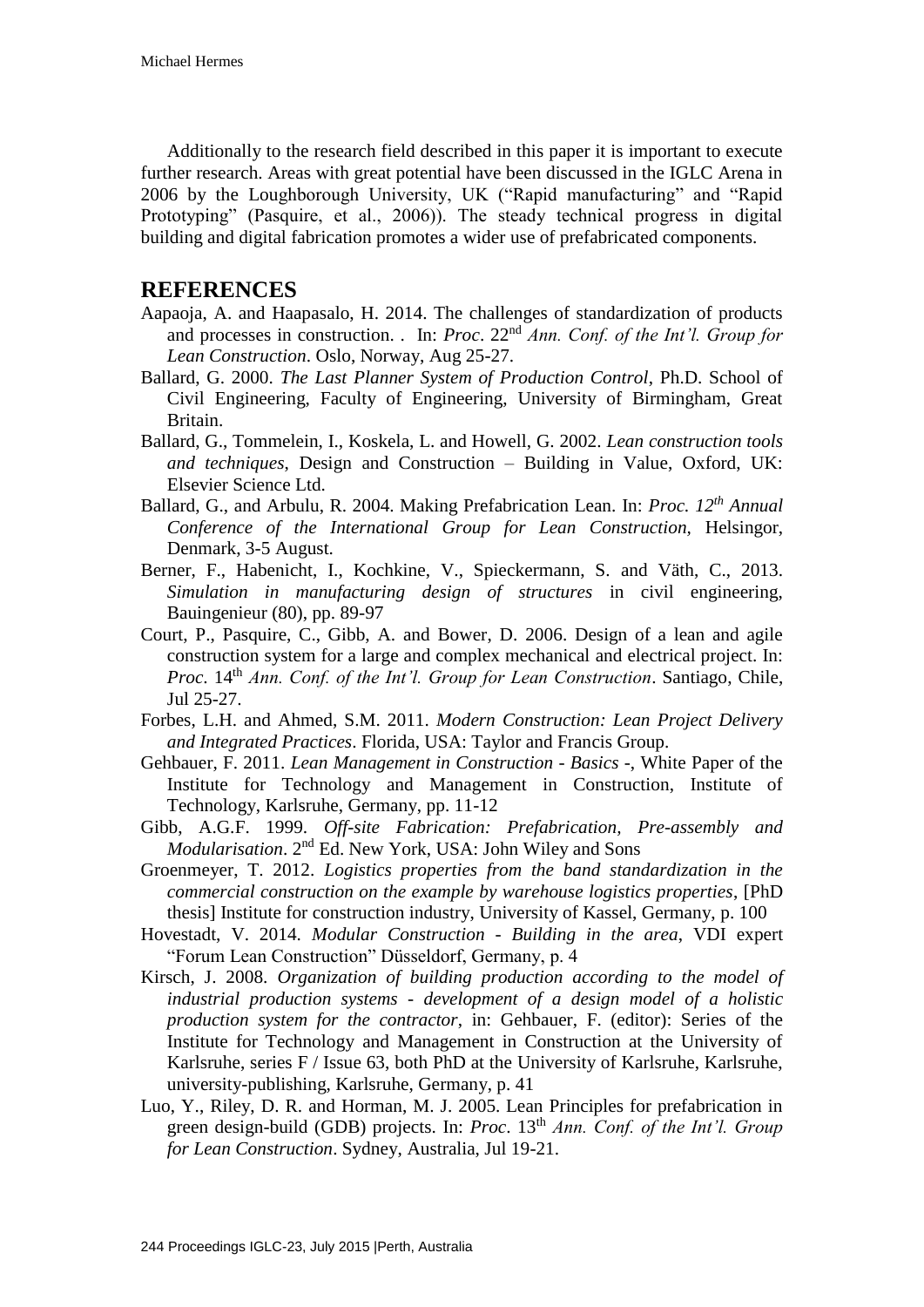Additionally to the research field described in this paper it is important to execute further research. Areas with great potential have been discussed in the IGLC Arena in 2006 by the Loughborough University, UK ("Rapid manufacturing" and "Rapid Prototyping" (Pasquire, et al., 2006)). The steady technical progress in digital building and digital fabrication promotes a wider use of prefabricated components.

## REFERENCES

Aapaoja, A. and Haapasalo, H. 2014. The challenges of standardization of products and processes in construction. . In: *Proc*. 22nd *Ann. Conf. of the Int'l. Group for Lean Construction*. Oslo, Norway, Aug 25-27.

Ballard, G. 2000. *The Last Planner System of Production Control*, Ph.D. School of Civil Engineering, Faculty of Engineering, University of Birmingham, Great Britain.

Ballard, G., Tommelein, I., Koskela, L. and Howell, G. 2002. *Lean construction tools and techniques*, Design and Construction – Building in Value, Oxford, UK: Elsevier Science Ltd.

Ballard, G., and Arbulu, R. 2004. Making Prefabrication Lean. In: *Proc. 12th Annual Conference of the International Group for Lean Construction,* Helsingor, Denmark, 3-5 August.

Berner, F., Habenicht, I., Kochkine, V., Spieckermann, S. and Väth, C., 2013. *Simulation in manufacturing design of structures* in civil engineering, Bauingenieur (80), pp. 89-97

Court, P., Pasquire, C., Gibb, A. and Bower, D. 2006. Design of a lean and agile construction system for a large and complex mechanical and electrical project. In: *Proc*. 14th *Ann. Conf. of the Int'l. Group for Lean Construction*. Santiago, Chile, Jul 25-27.

Forbes, L.H. and Ahmed, S.M. 2011. *Modern Construction: Lean Project Delivery and Integrated Practices*. Florida, USA: Taylor and Francis Group.

Gehbauer, F. 2011. *Lean Management in Construction - Basics -*, White Paper of the Institute for Technology and Management in Construction, Institute of Technology, Karlsruhe, Germany, pp. 11-12

Gibb, A.G.F. 1999. *Off-site Fabrication: Prefabrication, Pre-assembly and Modularisation*. 2nd Ed. New York, USA: John Wiley and Sons

Groenmeyer, T. 2012. *Logistics properties from the band standardization in the commercial construction on the example by warehouse logistics properties*, [PhD thesis] Institute for construction industry, University of Kassel, Germany, p. 100

Hovestadt, V. 2014. *Modular Construction - Building in the area*, VDI expert "Forum Lean Construction" Düsseldorf, Germany, p. 4

Kirsch, J. 2008. *Organization of building production according to the model of industrial production systems - development of a design model of a holistic production system for the contractor*, in: Gehbauer, F. (editor): Series of the Institute for Technology and Management in Construction at the University of Karlsruhe, series F / Issue 63, both PhD at the University of Karlsruhe, Karlsruhe, university-publishing, Karlsruhe, Germany, p. 41

Luo, Y., Riley, D. R. and Horman, M. J. 2005. Lean Principles for prefabrication in green design-build (GDB) projects. In: *Proc*. 13th *Ann. Conf. of the Int'l. Group for Lean Construction*. Sydney, Australia, Jul 19-21.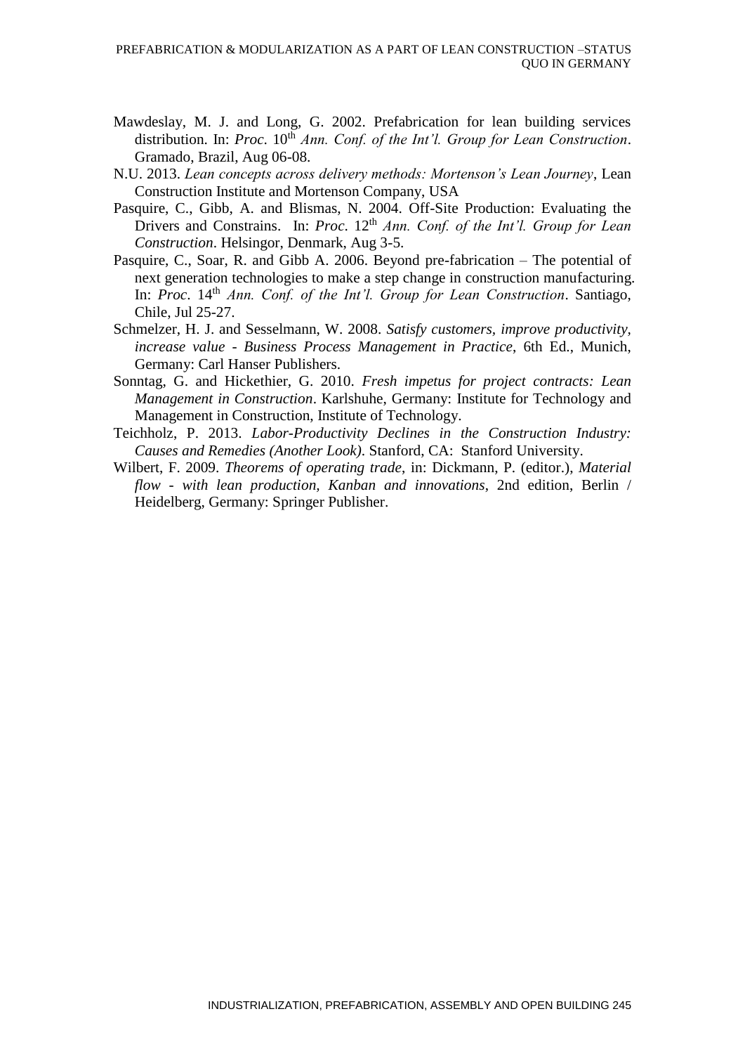Mawdeslay, M. J. and Long, G. 2002. Prefabrication for lean building services distribution. In: *Proc*. 10th *Ann. Conf. of the Int'l. Group for Lean Construction*. Gramado, Brazil, Aug 06-08.

N.U. 2013. *Lean concepts across delivery methods: Mortenson's Lean Journey*, Lean Construction Institute and Mortenson Company, USA

Pasquire, C., Gibb, A. and Blismas, N. 2004. Off-Site Production: Evaluating the Drivers and Constrains. In: *Proc*. 12th *Ann. Conf. of the Int'l. Group for Lean Construction*. Helsingor, Denmark, Aug 3-5.

Pasquire, C., Soar, R. and Gibb A. 2006. Beyond pre-fabrication – The potential of next generation technologies to make a step change in construction manufacturing. In: *Proc*. 14th *Ann. Conf. of the Int'l. Group for Lean Construction*. Santiago, Chile, Jul 25-27.

Schmelzer, H. J. and Sesselmann, W. 2008. *Satisfy customers, improve productivity, increase value - Business Process Management in Practice*, 6th Ed., Munich, Germany: Carl Hanser Publishers.

Sonntag, G. and Hickethier, G. 2010. *Fresh impetus for project contracts: Lean Management in Construction*. Karlshuhe, Germany: Institute for Technology and Management in Construction, Institute of Technology.

Teichholz, P. 2013. *Labor-Productivity Declines in the Construction Industry: Causes and Remedies (Another Look)*. Stanford, CA: Stanford University.

Wilbert, F. 2009. *Theorems of operating trade*, in: Dickmann, P. (editor.), *Material flow - with lean production, Kanban and innovations*, 2nd edition, Berlin / Heidelberg, Germany: Springer Publisher.